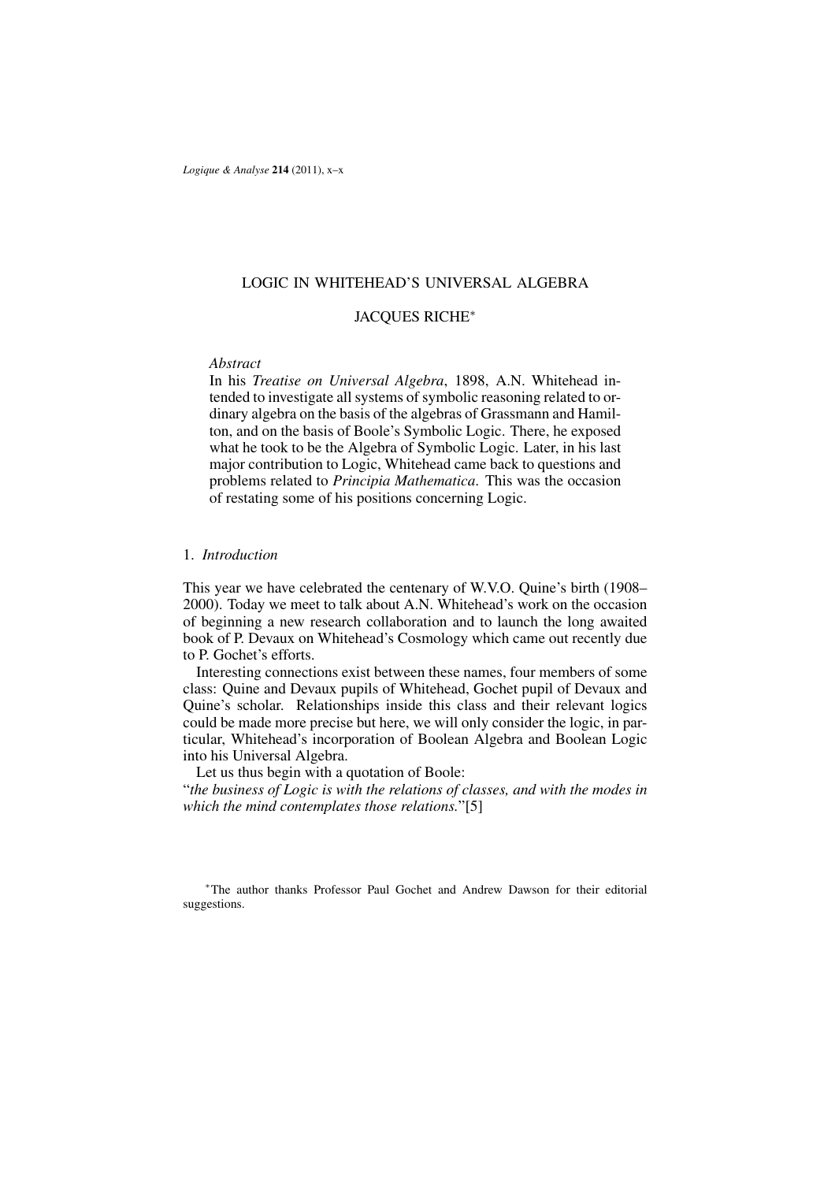# LOGIC IN WHITEHEAD'S UNIVERSAL ALGEBRA

## JACQUES RICHE*

*Abstract*

In his *Treatise on Universal Algebra*, 1898, A.N. Whitehead intended to investigate all systems of symbolic reasoning related to ordinary algebra on the basis of the algebras of Grassmann and Hamilton, and on the basis of Boole's Symbolic Logic. There, he exposed what he took to be the Algebra of Symbolic Logic. Later, in his last major contribution to Logic, Whitehead came back to questions and problems related to *Principia Mathematica*. This was the occasion of restating some of his positions concerning Logic.

## 1. *Introduction*

This year we have celebrated the centenary of W.V.O. Quine's birth (1908–2000). Today we meet to talk about A.N. Whitehead's work on the occasion of beginning a new research collaboration and to launch the long awaited book of P. Devaux on Whitehead's Cosmology which came out recently due to P. Gochet's efforts.

Interesting connections exist between these names, four members of some class: Quine and Devaux pupils of Whitehead, Gochet pupil of Devaux and Quine's scholar. Relationships inside this class and their relevant logics could be made more precise but here, we will only consider the logic, in particular, Whitehead's incorporation of Boolean Algebra and Boolean Logic into his Universal Algebra.

Let us thus begin with a quotation of Boole:

"*the business of Logic is with the relations of classes, and with the modes in which the mind contemplates those relations.*"[5]

*The author thanks Professor Paul Gochet and Andrew Dawson for their editorial suggestions.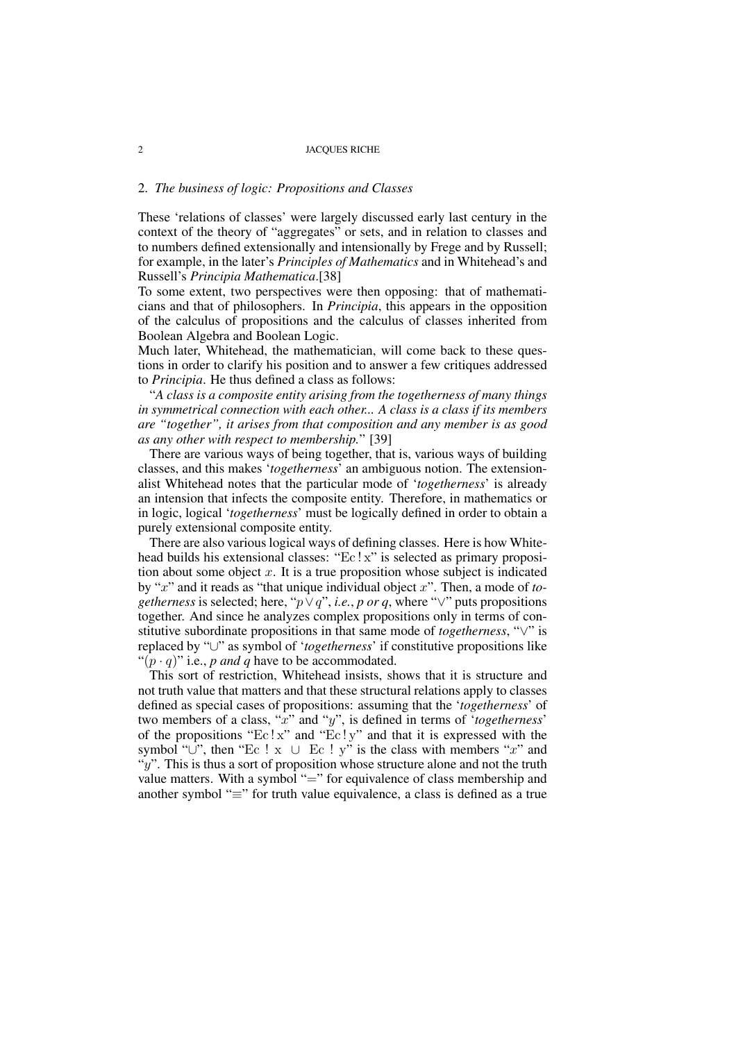## 2. *The business of logic: Propositions and Classes*

These 'relations of classes' were largely discussed early last century in the context of the theory of "aggregates" or sets, and in relation to classes and to numbers defined extensionally and intensionally by Frege and by Russell; for example, in the later's *Principles of Mathematics* and in Whitehead's and Russell's *Principia Mathematica*.[38]

To some extent, two perspectives were then opposing: that of mathematicians and that of philosophers. In *Principia*, this appears in the opposition of the calculus of propositions and the calculus of classes inherited from Boolean Algebra and Boolean Logic.

Much later, Whitehead, the mathematician, will come back to these questions in order to clarify his position and to answer a few critiques addressed to *Principia*. He thus defined a class as follows:

"*A class is a composite entity arising from the togetherness of many things in symmetrical connection with each other... A class is a class if its members are "together", it arises from that composition and any member is as good as any other with respect to membership.*" [39]

There are various ways of being together, that is, various ways of building classes, and this makes '*togetherness*' an ambiguous notion. The extensionalist Whitehead notes that the particular mode of '*togetherness*' is already an intension that infects the composite entity. Therefore, in mathematics or in logic, logical '*togetherness*' must be logically defined in order to obtain a purely extensional composite entity.

There are also various logical ways of defining classes. Here is how Whitehead builds his extensional classes: "$\mathrm{Ec}\,!\,\mathrm{x}$" is selected as primary proposition about some object $x$. It is a true proposition whose subject is indicated by "$x$" and it reads as "that unique individual object $x$". Then, a mode of *togetherness* is selected; here, "$p \vee q$", *i.e.*, *p or q*, where "$\vee$" puts propositions together. And since he analyzes complex propositions only in terms of constitutive subordinate propositions in that same mode of *togetherness*, "$\vee$" is replaced by "$\cup$" as symbol of '*togetherness*' if constitutive propositions like "$(p \cdot q)$" i.e., *p and q* have to be accommodated.

This sort of restriction, Whitehead insists, shows that it is structure and not truth value that matters and that these structural relations apply to classes defined as special cases of propositions: assuming that the '*togetherness*' of two members of a class, "$x$" and "$y$", is defined in terms of '*togetherness*' of the propositions "$\mathrm{Ec}\,!\,\mathrm{x}$" and "$\mathrm{Ec}\,!\,\mathrm{y}$" and that it is expressed with the symbol "$\cup$", then "$\mathrm{Ec}\ !\ \mathrm{x}\ \cup\ \mathrm{Ec}\ !\ \mathrm{y}$" is the class with members "$x$" and "$y$". This is thus a sort of proposition whose structure alone and not the truth value matters. With a symbol "$=$" for equivalence of class membership and another symbol "$\equiv$" for truth value equivalence, a class is defined as a true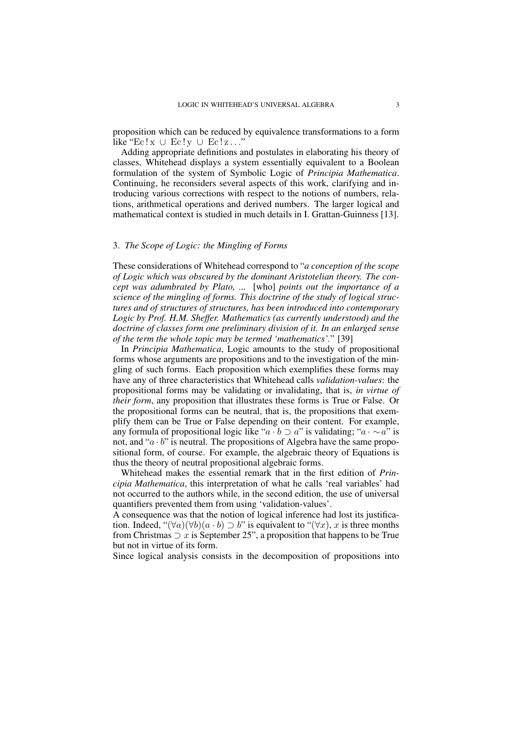proposition which can be reduced by equivalence transformations to a form like "$\mathrm{Ec!x} \cup \mathrm{Ec!y} \cup \mathrm{Ec!z}\ldots$"

Adding appropriate definitions and postulates in elaborating his theory of classes, Whitehead displays a system essentially equivalent to a Boolean formulation of the system of Symbolic Logic of *Principia Mathematica*. Continuing, he reconsiders several aspects of this work, clarifying and introducing various corrections with respect to the notions of numbers, relations, arithmetical operations and derived numbers. The larger logical and mathematical context is studied in much details in I. Grattan-Guinness [13].

## 3. *The Scope of Logic: the Mingling of Forms*

These considerations of Whitehead correspond to "*a conception of the scope of Logic which was obscured by the dominant Aristotelian theory. The concept was adumbrated by Plato, ...* [who] *points out the importance of a science of the mingling of forms. This doctrine of the study of logical structures and of structures of structures, has been introduced into contemporary Logic by Prof. H.M. Sheffer. Mathematics (as currently understood) and the doctrine of classes form one preliminary division of it. In an enlarged sense of the term the whole topic may be termed 'mathematics'*." [39]

In *Principia Mathematica*, Logic amounts to the study of propositional forms whose arguments are propositions and to the investigation of the mingling of such forms. Each proposition which exemplifies these forms may have any of three characteristics that Whitehead calls *validation-values*: the propositional forms may be validating or invalidating, that is, *in virtue of their form*, any proposition that illustrates these forms is True or False. Or the propositional forms can be neutral, that is, the propositions that exemplify them can be True or False depending on their content. For example, any formula of propositional logic like "$a \cdot b \supset a$" is validating; "$a \cdot \sim a$" is not, and "$a \cdot b$" is neutral. The propositions of Algebra have the same propositional form, of course. For example, the algebraic theory of Equations is thus the theory of neutral propositional algebraic forms.

Whitehead makes the essential remark that in the first edition of *Principia Mathematica*, this interpretation of what he calls 'real variables' had not occurred to the authors while, in the second edition, the use of universal quantifiers prevented them from using 'validation-values'.

A consequence was that the notion of logical inference had lost its justification. Indeed, "$(\forall a)(\forall b)(a \cdot b) \supset b$" is equivalent to "$(\forall x)$, $x$ is three months from Christmas $\supset x$ is September 25", a proposition that happens to be True but not in virtue of its form.

Since logical analysis consists in the decomposition of propositions into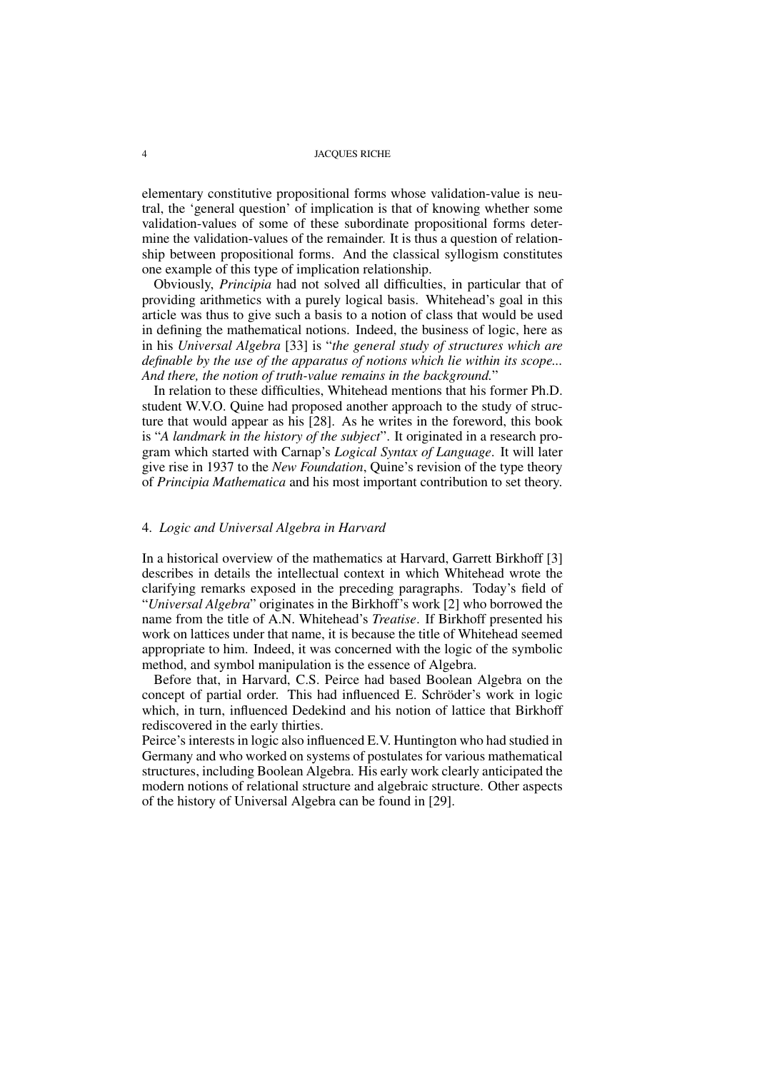elementary constitutive propositional forms whose validation-value is neutral, the 'general question' of implication is that of knowing whether some validation-values of some of these subordinate propositional forms determine the validation-values of the remainder. It is thus a question of relationship between propositional forms. And the classical syllogism constitutes one example of this type of implication relationship.

Obviously, *Principia* had not solved all difficulties, in particular that of providing arithmetics with a purely logical basis. Whitehead's goal in this article was thus to give such a basis to a notion of class that would be used in defining the mathematical notions. Indeed, the business of logic, here as in his *Universal Algebra* [33] is "*the general study of structures which are definable by the use of the apparatus of notions which lie within its scope... And there, the notion of truth-value remains in the background.*"

In relation to these difficulties, Whitehead mentions that his former Ph.D. student W.V.O. Quine had proposed another approach to the study of structure that would appear as his [28]. As he writes in the foreword, this book is "*A landmark in the history of the subject*". It originated in a research program which started with Carnap's *Logical Syntax of Language*. It will later give rise in 1937 to the *New Foundation*, Quine's revision of the type theory of *Principia Mathematica* and his most important contribution to set theory.

## 4. *Logic and Universal Algebra in Harvard*

In a historical overview of the mathematics at Harvard, Garrett Birkhoff [3] describes in details the intellectual context in which Whitehead wrote the clarifying remarks exposed in the preceding paragraphs. Today's field of "*Universal Algebra*" originates in the Birkhoff's work [2] who borrowed the name from the title of A.N. Whitehead's *Treatise*. If Birkhoff presented his work on lattices under that name, it is because the title of Whitehead seemed appropriate to him. Indeed, it was concerned with the logic of the symbolic method, and symbol manipulation is the essence of Algebra.

Before that, in Harvard, C.S. Peirce had based Boolean Algebra on the concept of partial order. This had influenced E. Schröder's work in logic which, in turn, influenced Dedekind and his notion of lattice that Birkhoff rediscovered in the early thirties.

Peirce's interests in logic also influenced E.V. Huntington who had studied in Germany and who worked on systems of postulates for various mathematical structures, including Boolean Algebra. His early work clearly anticipated the modern notions of relational structure and algebraic structure. Other aspects of the history of Universal Algebra can be found in [29].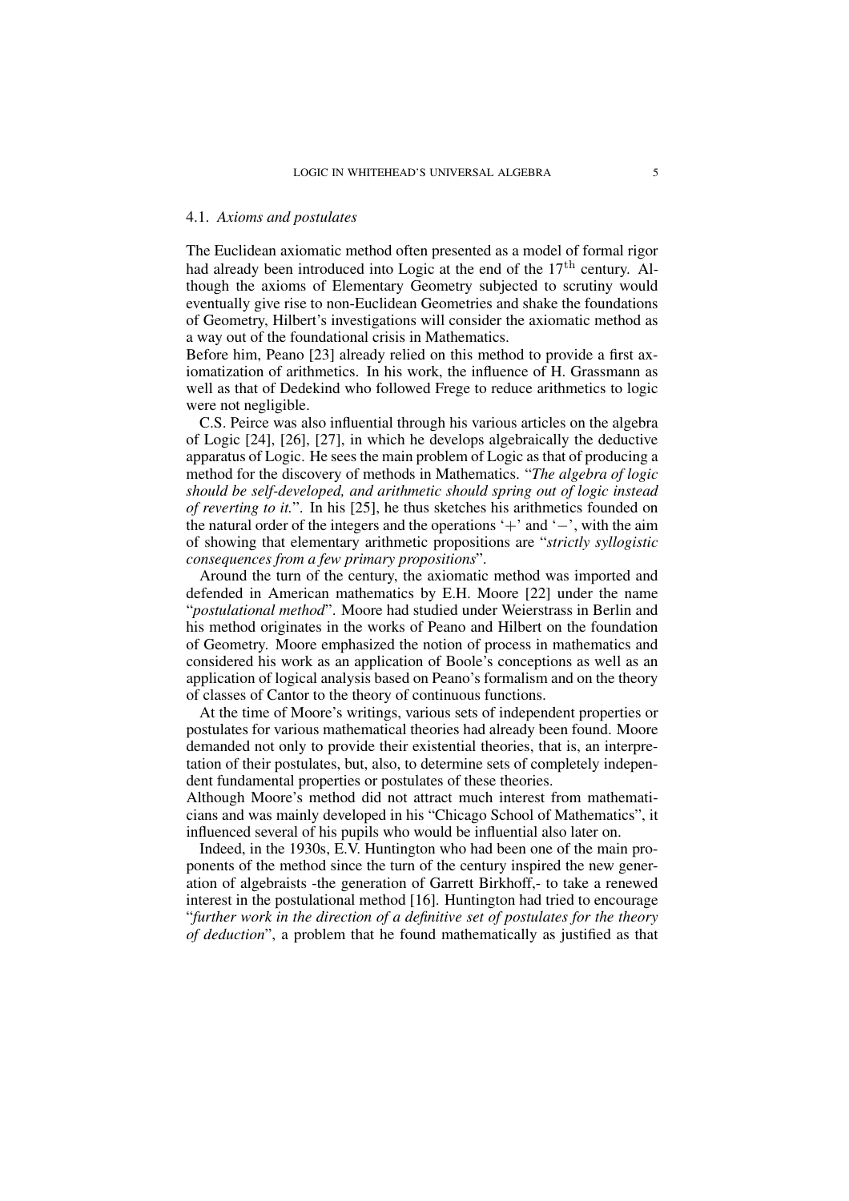### 4.1. *Axioms and postulates*

The Euclidean axiomatic method often presented as a model of formal rigor had already been introduced into Logic at the end of the $17^{\text{th}}$ century. Although the axioms of Elementary Geometry subjected to scrutiny would eventually give rise to non-Euclidean Geometries and shake the foundations of Geometry, Hilbert's investigations will consider the axiomatic method as a way out of the foundational crisis in Mathematics.

Before him, Peano [23] already relied on this method to provide a first axiomatization of arithmetics. In his work, the influence of H. Grassmann as well as that of Dedekind who followed Frege to reduce arithmetics to logic were not negligible.

C.S. Peirce was also influential through his various articles on the algebra of Logic [24], [26], [27], in which he develops algebraically the deductive apparatus of Logic. He sees the main problem of Logic as that of producing a method for the discovery of methods in Mathematics. "*The algebra of logic should be self-developed, and arithmetic should spring out of logic instead of reverting to it.*". In his [25], he thus sketches his arithmetics founded on the natural order of the integers and the operations '$+$' and '$-$', with the aim of showing that elementary arithmetic propositions are "*strictly syllogistic consequences from a few primary propositions*".

Around the turn of the century, the axiomatic method was imported and defended in American mathematics by E.H. Moore [22] under the name "*postulational method*". Moore had studied under Weierstrass in Berlin and his method originates in the works of Peano and Hilbert on the foundation of Geometry. Moore emphasized the notion of process in mathematics and considered his work as an application of Boole's conceptions as well as an application of logical analysis based on Peano's formalism and on the theory of classes of Cantor to the theory of continuous functions.

At the time of Moore's writings, various sets of independent properties or postulates for various mathematical theories had already been found. Moore demanded not only to provide their existential theories, that is, an interpretation of their postulates, but, also, to determine sets of completely independent fundamental properties or postulates of these theories.

Although Moore's method did not attract much interest from mathematicians and was mainly developed in his "Chicago School of Mathematics", it influenced several of his pupils who would be influential also later on.

Indeed, in the 1930s, E.V. Huntington who had been one of the main proponents of the method since the turn of the century inspired the new generation of algebraists -the generation of Garrett Birkhoff,- to take a renewed interest in the postulational method [16]. Huntington had tried to encourage "*further work in the direction of a definitive set of postulates for the theory of deduction*", a problem that he found mathematically as justified as that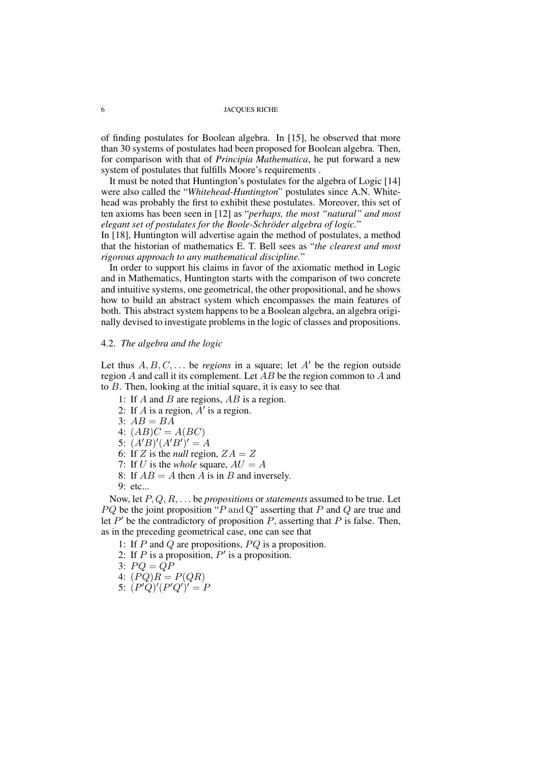of finding postulates for Boolean algebra. In [15], he observed that more than 30 systems of postulates had been proposed for Boolean algebra. Then, for comparison with that of *Principia Mathematica*, he put forward a new system of postulates that fulfills Moore's requirements .

It must be noted that Huntington's postulates for the algebra of Logic [14] were also called the "*Whitehead-Huntington*" postulates since A.N. Whitehead was probably the first to exhibit these postulates. Moreover, this set of ten axioms has been seen in [12] as "*perhaps, the most "natural" and most elegant set of postulates for the Boole-Schröder algebra of logic.*"

In [18], Huntington will advertise again the method of postulates, a method that the historian of mathematics E. T. Bell sees as "*the clearest and most rigorous approach to any mathematical discipline.*"

In order to support his claims in favor of the axiomatic method in Logic and in Mathematics, Huntington starts with the comparison of two concrete and intuitive systems, one geometrical, the other propositional, and he shows how to build an abstract system which encompasses the main features of both. This abstract system happens to be a Boolean algebra, an algebra originally devised to investigate problems in the logic of classes and propositions.

### 4.2. *The algebra and the logic*

Let thus $A, B, C, \ldots$ be *regions* in a square; let $A'$ be the region outside region $A$ and call it its complement. Let $AB$ be the region common to $A$ and to $B$. Then, looking at the initial square, it is easy to see that

1: If $A$ and $B$ are regions, $AB$ is a region.
2: If $A$ is a region, $A'$ is a region.
3: $AB = BA$
4: $(AB)C = A(BC)$
5: $(A'B)'(A'B')' = A$
6: If $Z$ is the *null* region, $ZA = Z$
7: If $U$ is the *whole* square, $AU = A$
8: If $AB = A$ then $A$ is in $B$ and inversely.
9: etc...

Now, let $P, Q, R, \ldots$ be *propositions* or *statements* assumed to be true. Let $PQ$ be the joint proposition "$P \text{ and Q}$" asserting that $P$ and $Q$ are true and let $P'$ be the contradictory of proposition $P$, asserting that $P$ is false. Then, as in the preceding geometrical case, one can see that

1: If $P$ and $Q$ are propositions, $PQ$ is a proposition.
2: If $P$ is a proposition, $P'$ is a proposition.
3: $PQ = QP$
4: $(PQ)R = P(QR)$
5: $(P'Q)'(P'Q')' = P$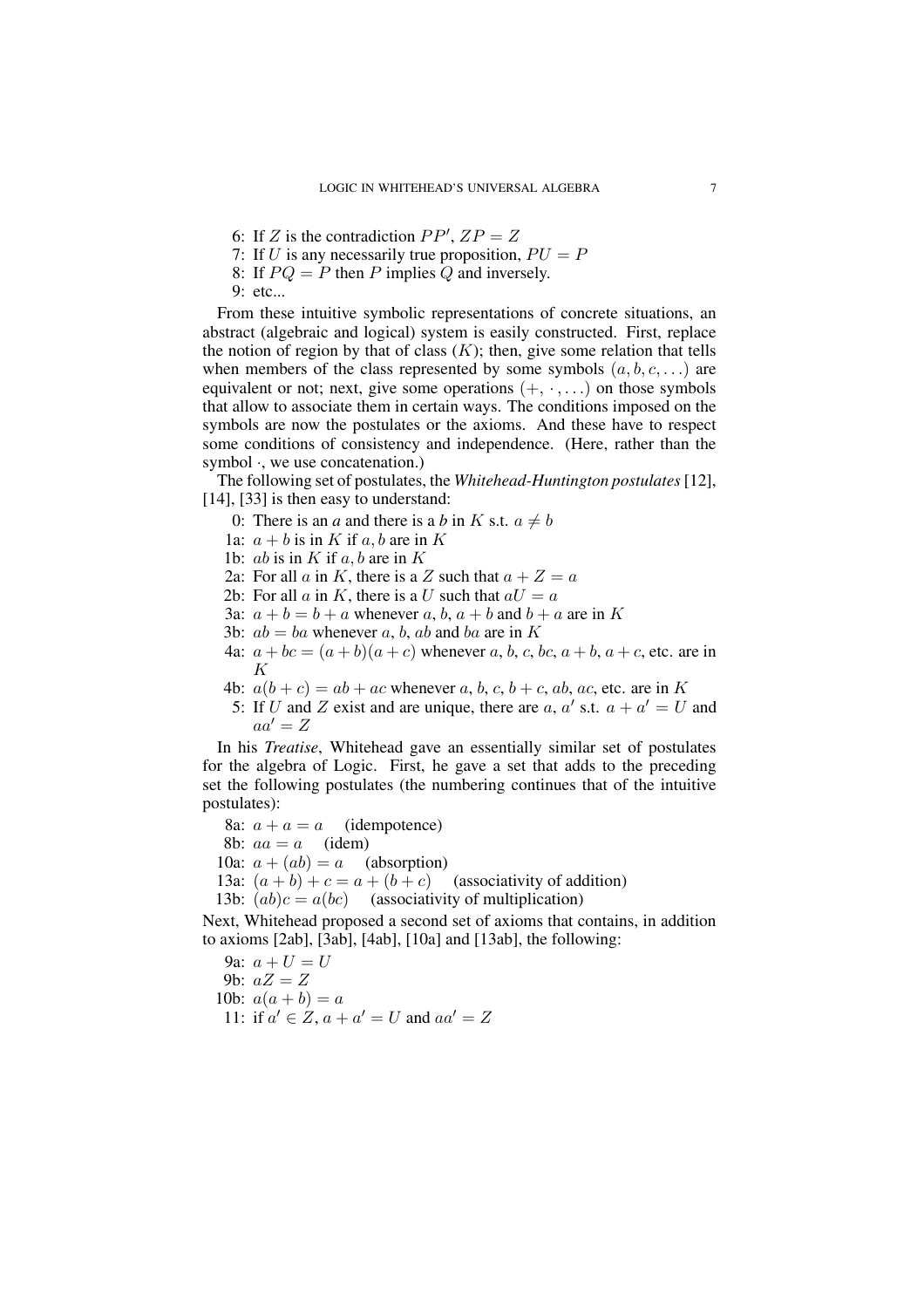6: If $Z$ is the contradiction $PP'$, $ZP = Z$
7: If $U$ is any necessarily true proposition, $PU = P$
8: If $PQ = P$ then $P$ implies $Q$ and inversely.
9: etc...

From these intuitive symbolic representations of concrete situations, an abstract (algebraic and logical) system is easily constructed. First, replace the notion of region by that of class ($K$); then, give some relation that tells when members of the class represented by some symbols $(a, b, c, \dots)$ are equivalent or not; next, give some operations $(+, \cdot, \dots)$ on those symbols that allow to associate them in certain ways. The conditions imposed on the symbols are now the postulates or the axioms. And these have to respect some conditions of consistency and independence. (Here, rather than the symbol $\cdot$, we use concatenation.)

The following set of postulates, the *Whitehead-Huntington postulates* [12], [14], [33] is then easy to understand:

0: There is an *a* and there is a *b* in $K$ s.t. $a \neq b$
1a: $a + b$ is in $K$ if $a, b$ are in $K$
1b: $ab$ is in $K$ if $a, b$ are in $K$
2a: For all $a$ in $K$, there is a $Z$ such that $a + Z = a$
2b: For all $a$ in $K$, there is a $U$ such that $aU = a$
3a: $a + b = b + a$ whenever $a$, $b$, $a + b$ and $b + a$ are in $K$
3b: $ab = ba$ whenever $a$, $b$, $ab$ and $ba$ are in $K$
4a: $a + bc = (a + b)(a + c)$ whenever $a$, $b$, $c$, $bc$, $a + b$, $a + c$, etc. are in $K$
4b: $a(b + c) = ab + ac$ whenever $a$, $b$, $c$, $b + c$, $ab$, $ac$, etc. are in $K$
5: If $U$ and $Z$ exist and are unique, there are $a$, $a'$ s.t. $a + a' = U$ and $aa' = Z$

In his *Treatise*, Whitehead gave an essentially similar set of postulates for the algebra of Logic. First, he gave a set that adds to the preceding set the following postulates (the numbering continues that of the intuitive postulates):

8a: $a + a = a$ (idempotence)
8b: $aa = a$ (idem)
10a: $a + (ab) = a$ (absorption)
13a: $(a + b) + c = a + (b + c)$ (associativity of addition)
13b: $(ab)c = a(bc)$ (associativity of multiplication)

Next, Whitehead proposed a second set of axioms that contains, in addition to axioms [2ab], [3ab], [4ab], [10a] and [13ab], the following:

9a: $a + U = U$
9b: $aZ = Z$
10b: $a(a + b) = a$
11: if $a' \in Z$, $a + a' = U$ and $aa' = Z$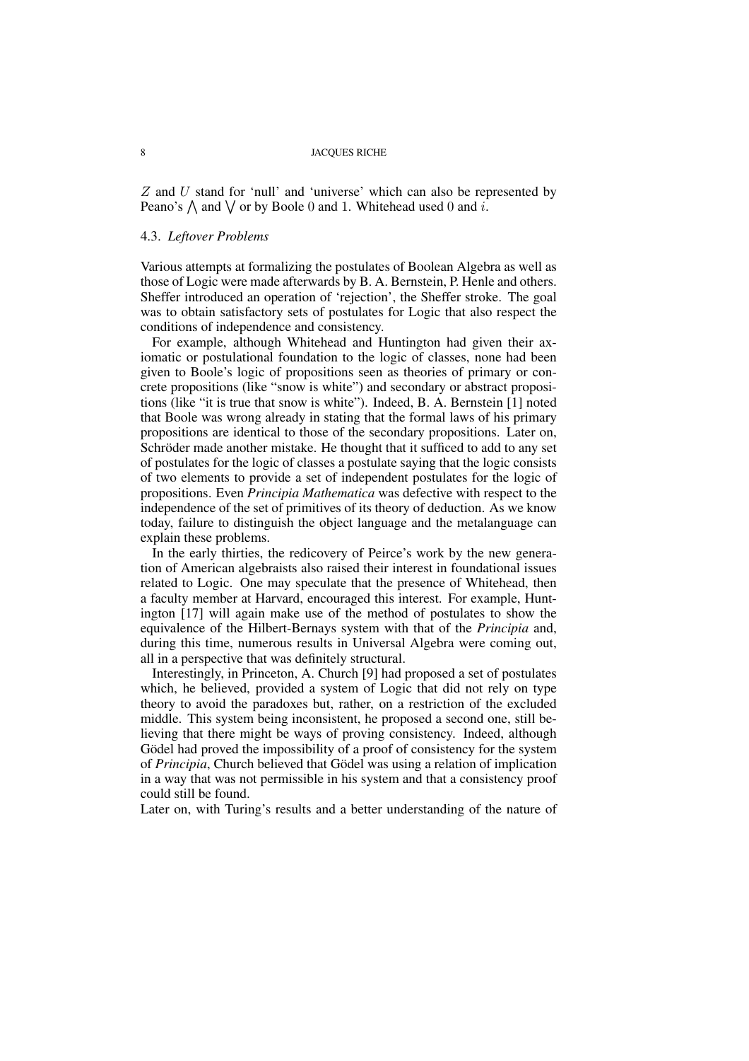$Z$ and $U$ stand for 'null' and 'universe' which can also be represented by Peano's $\bigwedge$ and $\bigvee$ or by Boole 0 and 1. Whitehead used 0 and $i$.

### 4.3. *Leftover Problems*

Various attempts at formalizing the postulates of Boolean Algebra as well as those of Logic were made afterwards by B. A. Bernstein, P. Henle and others. Sheffer introduced an operation of 'rejection', the Sheffer stroke. The goal was to obtain satisfactory sets of postulates for Logic that also respect the conditions of independence and consistency.

For example, although Whitehead and Huntington had given their axiomatic or postulational foundation to the logic of classes, none had been given to Boole's logic of propositions seen as theories of primary or concrete propositions (like "snow is white") and secondary or abstract propositions (like "it is true that snow is white"). Indeed, B. A. Bernstein [1] noted that Boole was wrong already in stating that the formal laws of his primary propositions are identical to those of the secondary propositions. Later on, Schröder made another mistake. He thought that it sufficed to add to any set of postulates for the logic of classes a postulate saying that the logic consists of two elements to provide a set of independent postulates for the logic of propositions. Even *Principia Mathematica* was defective with respect to the independence of the set of primitives of its theory of deduction. As we know today, failure to distinguish the object language and the metalanguage can explain these problems.

In the early thirties, the redicovery of Peirce's work by the new generation of American algebraists also raised their interest in foundational issues related to Logic. One may speculate that the presence of Whitehead, then a faculty member at Harvard, encouraged this interest. For example, Huntington [17] will again make use of the method of postulates to show the equivalence of the Hilbert-Bernays system with that of the *Principia* and, during this time, numerous results in Universal Algebra were coming out, all in a perspective that was definitely structural.

Interestingly, in Princeton, A. Church [9] had proposed a set of postulates which, he believed, provided a system of Logic that did not rely on type theory to avoid the paradoxes but, rather, on a restriction of the excluded middle. This system being inconsistent, he proposed a second one, still believing that there might be ways of proving consistency. Indeed, although Gödel had proved the impossibility of a proof of consistency for the system of *Principia*, Church believed that Gödel was using a relation of implication in a way that was not permissible in his system and that a consistency proof could still be found.

Later on, with Turing's results and a better understanding of the nature of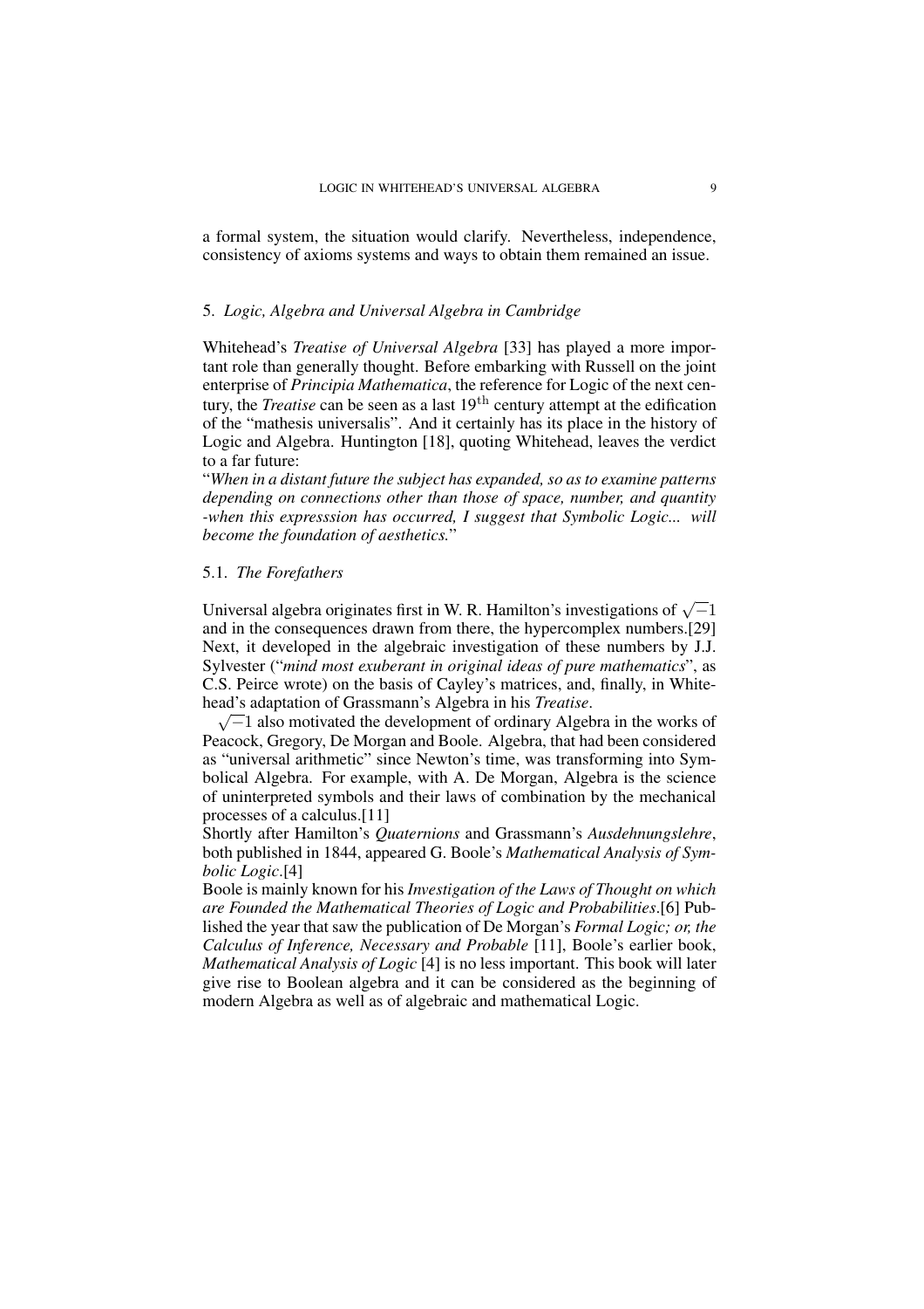a formal system, the situation would clarify. Nevertheless, independence, consistency of axioms systems and ways to obtain them remained an issue.

## 5. *Logic, Algebra and Universal Algebra in Cambridge*

Whitehead's *Treatise of Universal Algebra* [33] has played a more important role than generally thought. Before embarking with Russell on the joint enterprise of *Principia Mathematica*, the reference for Logic of the next century, the *Treatise* can be seen as a last $19^{\text{th}}$ century attempt at the edification of the "mathesis universalis". And it certainly has its place in the history of Logic and Algebra. Huntington [18], quoting Whitehead, leaves the verdict to a far future:

"*When in a distant future the subject has expanded, so as to examine patterns depending on connections other than those of space, number, and quantity -when this expresssion has occurred, I suggest that Symbolic Logic... will become the foundation of aesthetics.*"

### 5.1. *The Forefathers*

Universal algebra originates first in W. R. Hamilton's investigations of $\sqrt{-1}$ and in the consequences drawn from there, the hypercomplex numbers.[29] Next, it developed in the algebraic investigation of these numbers by J.J. Sylvester ("*mind most exuberant in original ideas of pure mathematics*", as C.S. Peirce wrote) on the basis of Cayley's matrices, and, finally, in Whitehead's adaptation of Grassmann's Algebra in his *Treatise*.

$\sqrt{-1}$ also motivated the development of ordinary Algebra in the works of Peacock, Gregory, De Morgan and Boole. Algebra, that had been considered as "universal arithmetic" since Newton's time, was transforming into Symbolical Algebra. For example, with A. De Morgan, Algebra is the science of uninterpreted symbols and their laws of combination by the mechanical processes of a calculus.[11]

Shortly after Hamilton's *Quaternions* and Grassmann's *Ausdehnungslehre*, both published in 1844, appeared G. Boole's *Mathematical Analysis of Symbolic Logic*.[4]

Boole is mainly known for his *Investigation of the Laws of Thought on which are Founded the Mathematical Theories of Logic and Probabilities*.[6] Published the year that saw the publication of De Morgan's *Formal Logic; or, the Calculus of Inference, Necessary and Probable* [11], Boole's earlier book, *Mathematical Analysis of Logic* [4] is no less important. This book will later give rise to Boolean algebra and it can be considered as the beginning of modern Algebra as well as of algebraic and mathematical Logic.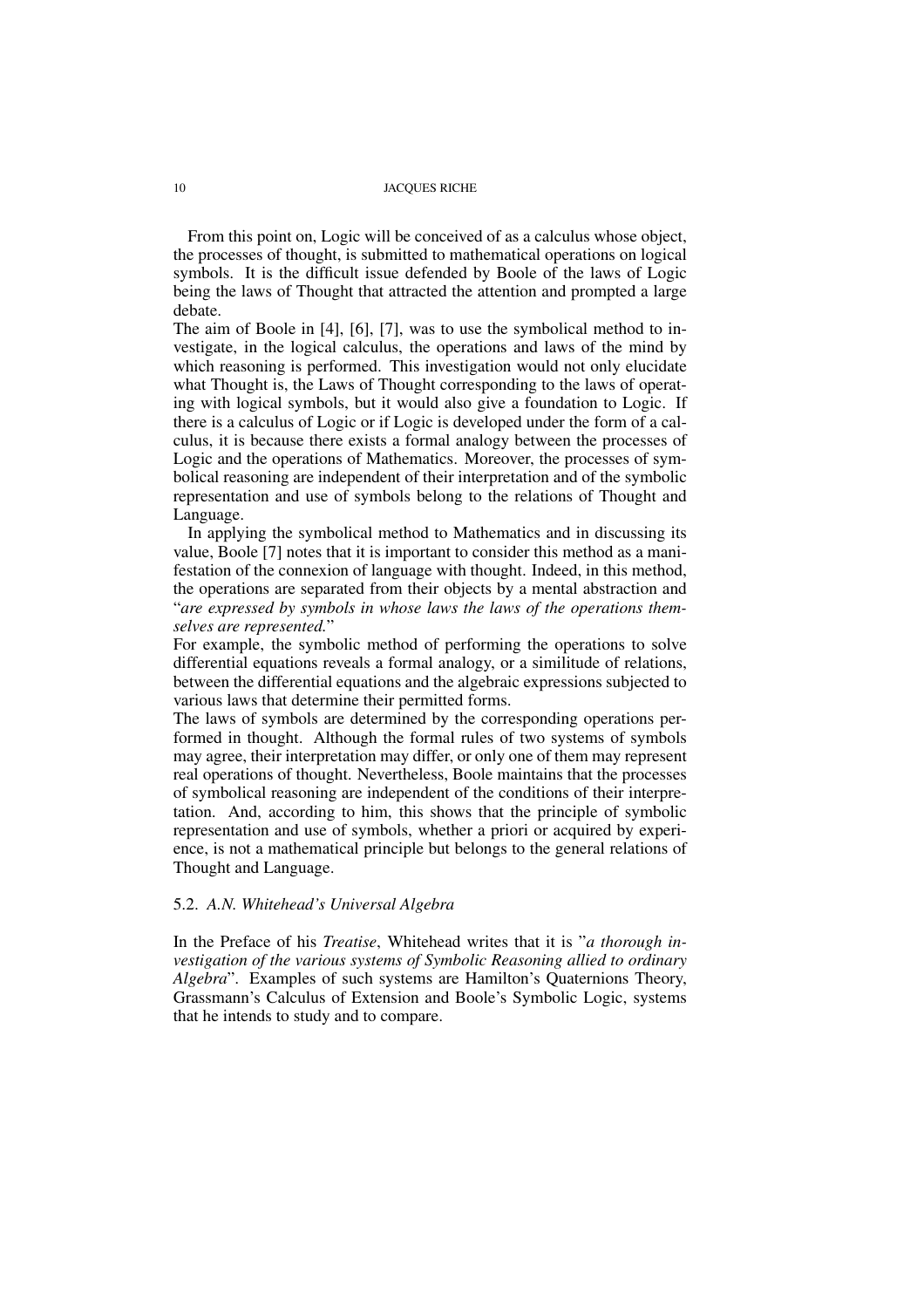From this point on, Logic will be conceived of as a calculus whose object, the processes of thought, is submitted to mathematical operations on logical symbols. It is the difficult issue defended by Boole of the laws of Logic being the laws of Thought that attracted the attention and prompted a large debate.

The aim of Boole in [4], [6], [7], was to use the symbolical method to investigate, in the logical calculus, the operations and laws of the mind by which reasoning is performed. This investigation would not only elucidate what Thought is, the Laws of Thought corresponding to the laws of operating with logical symbols, but it would also give a foundation to Logic. If there is a calculus of Logic or if Logic is developed under the form of a calculus, it is because there exists a formal analogy between the processes of Logic and the operations of Mathematics. Moreover, the processes of symbolical reasoning are independent of their interpretation and of the symbolic representation and use of symbols belong to the relations of Thought and Language.

In applying the symbolical method to Mathematics and in discussing its value, Boole [7] notes that it is important to consider this method as a manifestation of the connexion of language with thought. Indeed, in this method, the operations are separated from their objects by a mental abstraction and "*are expressed by symbols in whose laws the laws of the operations themselves are represented.*"

For example, the symbolic method of performing the operations to solve differential equations reveals a formal analogy, or a similitude of relations, between the differential equations and the algebraic expressions subjected to various laws that determine their permitted forms.

The laws of symbols are determined by the corresponding operations performed in thought. Although the formal rules of two systems of symbols may agree, their interpretation may differ, or only one of them may represent real operations of thought. Nevertheless, Boole maintains that the processes of symbolical reasoning are independent of the conditions of their interpretation. And, according to him, this shows that the principle of symbolic representation and use of symbols, whether a priori or acquired by experience, is not a mathematical principle but belongs to the general relations of Thought and Language.

### 5.2. *A.N. Whitehead's Universal Algebra*

In the Preface of his *Treatise*, Whitehead writes that it is "*a thorough investigation of the various systems of Symbolic Reasoning allied to ordinary Algebra*". Examples of such systems are Hamilton's Quaternions Theory, Grassmann's Calculus of Extension and Boole's Symbolic Logic, systems that he intends to study and to compare.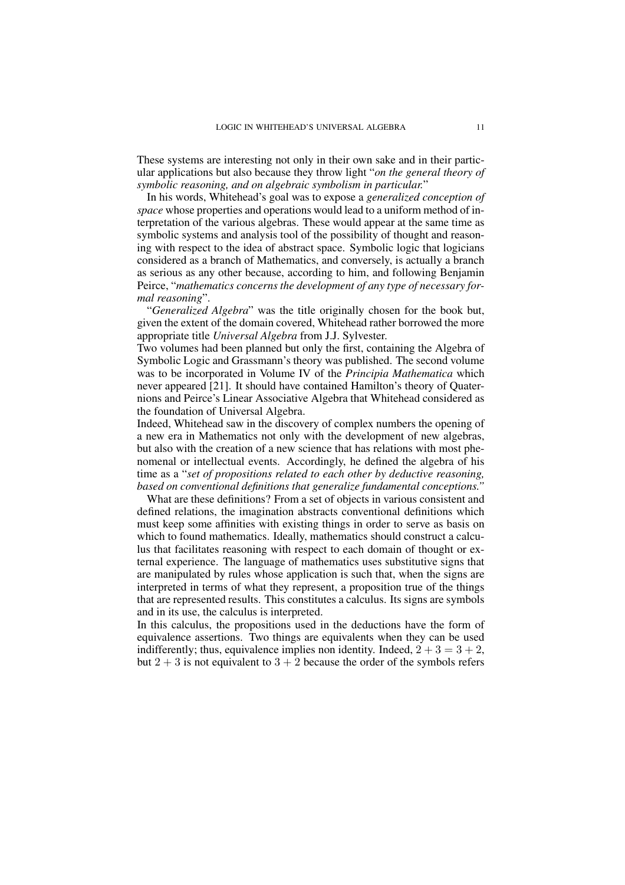These systems are interesting not only in their own sake and in their particular applications but also because they throw light "*on the general theory of symbolic reasoning, and on algebraic symbolism in particular.*"

In his words, Whitehead's goal was to expose a *generalized conception of space* whose properties and operations would lead to a uniform method of interpretation of the various algebras. These would appear at the same time as symbolic systems and analysis tool of the possibility of thought and reasoning with respect to the idea of abstract space. Symbolic logic that logicians considered as a branch of Mathematics, and conversely, is actually a branch as serious as any other because, according to him, and following Benjamin Peirce, "*mathematics concerns the development of any type of necessary formal reasoning*".

"*Generalized Algebra*" was the title originally chosen for the book but, given the extent of the domain covered, Whitehead rather borrowed the more appropriate title *Universal Algebra* from J.J. Sylvester.

Two volumes had been planned but only the first, containing the Algebra of Symbolic Logic and Grassmann's theory was published. The second volume was to be incorporated in Volume IV of the *Principia Mathematica* which never appeared [21]. It should have contained Hamilton's theory of Quaternions and Peirce's Linear Associative Algebra that Whitehead considered as the foundation of Universal Algebra.

Indeed, Whitehead saw in the discovery of complex numbers the opening of a new era in Mathematics not only with the development of new algebras, but also with the creation of a new science that has relations with most phenomenal or intellectual events. Accordingly, he defined the algebra of his time as a "*set of propositions related to each other by deductive reasoning, based on conventional definitions that generalize fundamental conceptions.*"

What are these definitions? From a set of objects in various consistent and defined relations, the imagination abstracts conventional definitions which must keep some affinities with existing things in order to serve as basis on which to found mathematics. Ideally, mathematics should construct a calculus that facilitates reasoning with respect to each domain of thought or external experience. The language of mathematics uses substitutive signs that are manipulated by rules whose application is such that, when the signs are interpreted in terms of what they represent, a proposition true of the things that are represented results. This constitutes a calculus. Its signs are symbols and in its use, the calculus is interpreted.

In this calculus, the propositions used in the deductions have the form of equivalence assertions. Two things are equivalents when they can be used indifferently; thus, equivalence implies non identity. Indeed, $2 + 3 = 3 + 2$, but $2 + 3$ is not equivalent to $3 + 2$ because the order of the symbols refers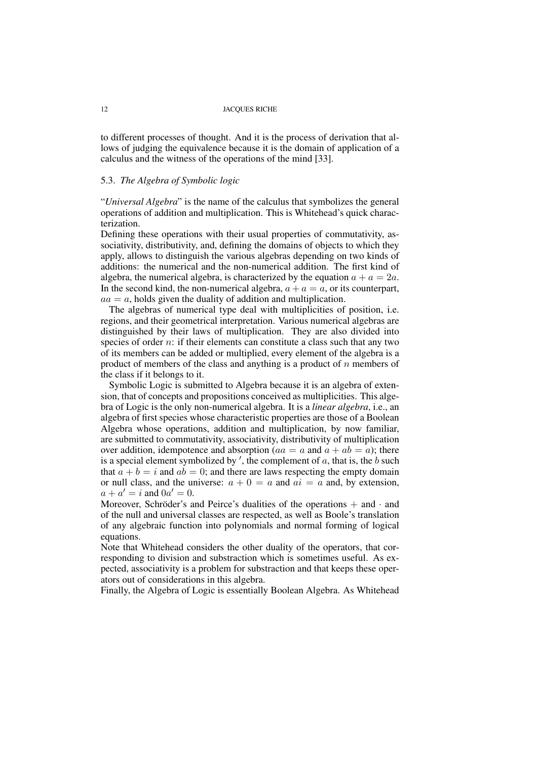to different processes of thought. And it is the process of derivation that allows of judging the equivalence because it is the domain of application of a calculus and the witness of the operations of the mind [33].

### 5.3. *The Algebra of Symbolic logic*

"*Universal Algebra*" is the name of the calculus that symbolizes the general operations of addition and multiplication. This is Whitehead's quick characterization.

Defining these operations with their usual properties of commutativity, associativity, distributivity, and, defining the domains of objects to which they apply, allows to distinguish the various algebras depending on two kinds of additions: the numerical and the non-numerical addition. The first kind of algebra, the numerical algebra, is characterized by the equation $a + a = 2a$. In the second kind, the non-numerical algebra, $a + a = a$, or its counterpart, $aa = a$, holds given the duality of addition and multiplication.

The algebras of numerical type deal with multiplicities of position, i.e. regions, and their geometrical interpretation. Various numerical algebras are distinguished by their laws of multiplication. They are also divided into species of order $n$: if their elements can constitute a class such that any two of its members can be added or multiplied, every element of the algebra is a product of members of the class and anything is a product of $n$ members of the class if it belongs to it.

Symbolic Logic is submitted to Algebra because it is an algebra of extension, that of concepts and propositions conceived as multiplicities. This algebra of Logic is the only non-numerical algebra. It is a *linear algebra*, i.e., an algebra of first species whose characteristic properties are those of a Boolean Algebra whose operations, addition and multiplication, by now familiar, are submitted to commutativity, associativity, distributivity of multiplication over addition, idempotence and absorption ($aa = a$ and $a + ab = a$); there is a special element symbolized by $'$, the complement of $a$, that is, the $b$ such that $a + b = i$ and $ab = 0$; and there are laws respecting the empty domain or null class, and the universe: $a + 0 = a$ and $ai = a$ and, by extension, $a + a' = i$ and $0a' = 0$.

Moreover, Schröder's and Peirce's dualities of the operations $+$ and $\cdot$ and of the null and universal classes are respected, as well as Boole's translation of any algebraic function into polynomials and normal forming of logical equations.

Note that Whitehead considers the other duality of the operators, that corresponding to division and substraction which is sometimes useful. As expected, associativity is a problem for substraction and that keeps these operators out of considerations in this algebra.

Finally, the Algebra of Logic is essentially Boolean Algebra. As Whitehead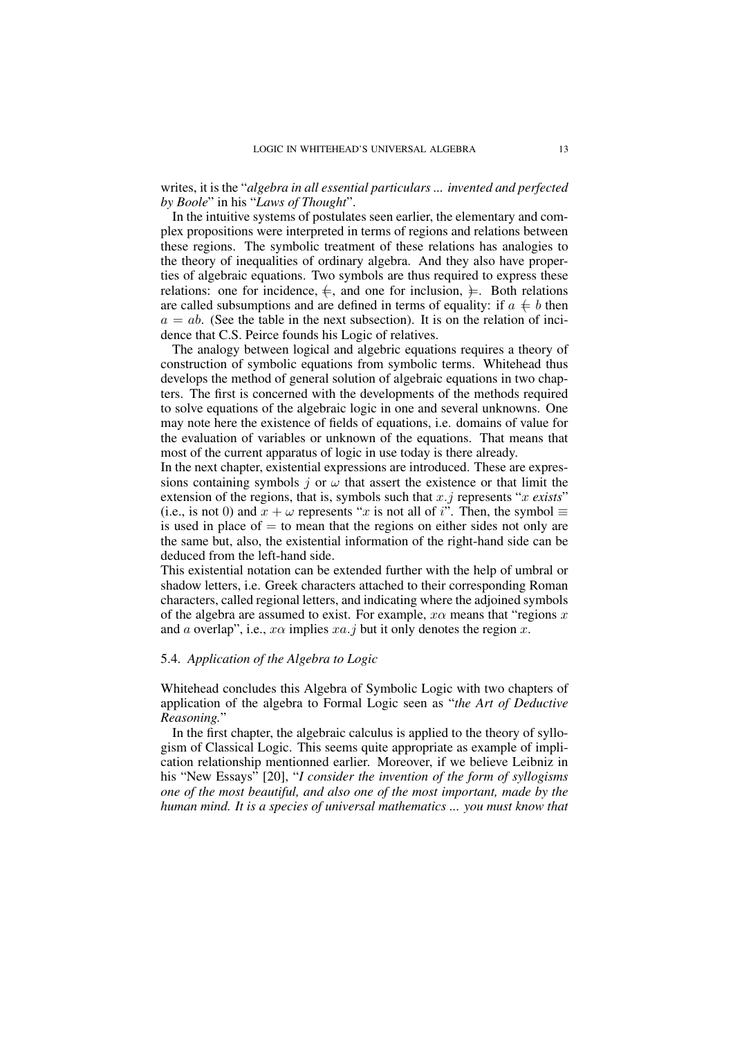writes, it is the "*algebra in all essential particulars ... invented and perfected by Boole*" in his "*Laws of Thought*".

In the intuitive systems of postulates seen earlier, the elementary and complex propositions were interpreted in terms of regions and relations between these regions. The symbolic treatment of these relations has analogies to the theory of inequalities of ordinary algebra. And they also have properties of algebraic equations. Two symbols are thus required to express these relations: one for incidence, $\Leftarrow$, and one for inclusion, $\models$. Both relations are called subsumptions and are defined in terms of equality: if $a \Leftarrow b$ then $a = ab$. (See the table in the next subsection). It is on the relation of incidence that C.S. Peirce founds his Logic of relatives.

The analogy between logical and algebric equations requires a theory of construction of symbolic equations from symbolic terms. Whitehead thus develops the method of general solution of algebraic equations in two chapters. The first is concerned with the developments of the methods required to solve equations of the algebraic logic in one and several unknowns. One may note here the existence of fields of equations, i.e. domains of value for the evaluation of variables or unknown of the equations. That means that most of the current apparatus of logic in use today is there already.

In the next chapter, existential expressions are introduced. These are expressions containing symbols $j$ or $\omega$ that assert the existence or that limit the extension of the regions, that is, symbols such that $x.j$ represents "$x$ *exists*" (i.e., is not 0) and $x + \omega$ represents "$x$ is not all of $i$". Then, the symbol $\equiv$ is used in place of $=$ to mean that the regions on either sides not only are the same but, also, the existential information of the right-hand side can be deduced from the left-hand side.

This existential notation can be extended further with the help of umbral or shadow letters, i.e. Greek characters attached to their corresponding Roman characters, called regional letters, and indicating where the adjoined symbols of the algebra are assumed to exist. For example, $x\alpha$ means that "regions $x$ and $a$ overlap", i.e., $x\alpha$ implies $xa.j$ but it only denotes the region $x$.

### 5.4. *Application of the Algebra to Logic*

Whitehead concludes this Algebra of Symbolic Logic with two chapters of application of the algebra to Formal Logic seen as "*the Art of Deductive Reasoning.*"

In the first chapter, the algebraic calculus is applied to the theory of syllogism of Classical Logic. This seems quite appropriate as example of implication relationship mentionned earlier. Moreover, if we believe Leibniz in his "New Essays" [20], "*I consider the invention of the form of syllogisms one of the most beautiful, and also one of the most important, made by the human mind. It is a species of universal mathematics ... you must know that*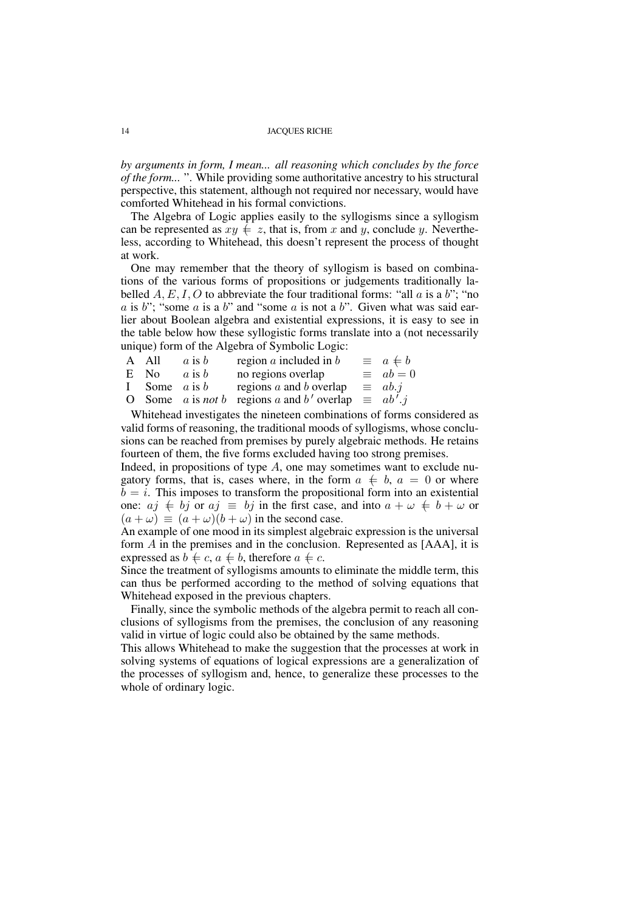*by arguments in form, I mean... all reasoning which concludes by the force of the form...* ". While providing some authoritative ancestry to his structural perspective, this statement, although not required nor necessary, would have comforted Whitehead in his formal convictions.

The Algebra of Logic applies easily to the syllogisms since a syllogism can be represented as $xy \Subset z$, that is, from $x$ and $y$, conclude $y$. Nevertheless, according to Whitehead, this doesn't represent the process of thought at work.

One may remember that the theory of syllogism is based on combinations of the various forms of propositions or judgements traditionally labelled $A, E, I, O$ to abbreviate the four traditional forms: "all $a$ is a $b$"; "no $a$ is $b$"; "some $a$ is a $b$" and "some $a$ is not a $b$". Given what was said earlier about Boolean algebra and existential expressions, it is easy to see in the table below how these syllogistic forms translate into a (not necessarily unique) form of the Algebra of Symbolic Logic:

| | | | | | |
|---|---|---|---|---|---|
| A | All | $a$ is $b$ | region $a$ included in $b$ | $\equiv$ | $a \Subset b$ |
| E | No | $a$ is $b$ | no regions overlap | $\equiv$ | $ab = 0$ |
| I | Some | $a$ is $b$ | regions $a$ and $b$ overlap | $\equiv$ | $ab.j$ |
| O | Some | $a$ is *not* $b$ | regions $a$ and $b'$ overlap | $\equiv$ | $ab'.j$ |

Whitehead investigates the nineteen combinations of forms considered as valid forms of reasoning, the traditional moods of syllogisms, whose conclusions can be reached from premises by purely algebraic methods. He retains fourteen of them, the five forms excluded having too strong premises.

Indeed, in propositions of type $A$, one may sometimes want to exclude nugatory forms, that is, cases where, in the form $a \Subset b$, $a = 0$ or where $b = i$. This imposes to transform the propositional form into an existential one: $aj \Subset bj$ or $aj \equiv bj$ in the first case, and into $a + \omega \Subset b + \omega$ or $(a + \omega) \equiv (a + \omega)(b + \omega)$ in the second case.

An example of one mood in its simplest algebraic expression is the universal form $A$ in the premises and in the conclusion. Represented as [AAA], it is expressed as $b \Subset c$, $a \Subset b$, therefore $a \Subset c$.

Since the treatment of syllogisms amounts to eliminate the middle term, this can thus be performed according to the method of solving equations that Whitehead exposed in the previous chapters.

Finally, since the symbolic methods of the algebra permit to reach all conclusions of syllogisms from the premises, the conclusion of any reasoning valid in virtue of logic could also be obtained by the same methods.

This allows Whitehead to make the suggestion that the processes at work in solving systems of equations of logical expressions are a generalization of the processes of syllogism and, hence, to generalize these processes to the whole of ordinary logic.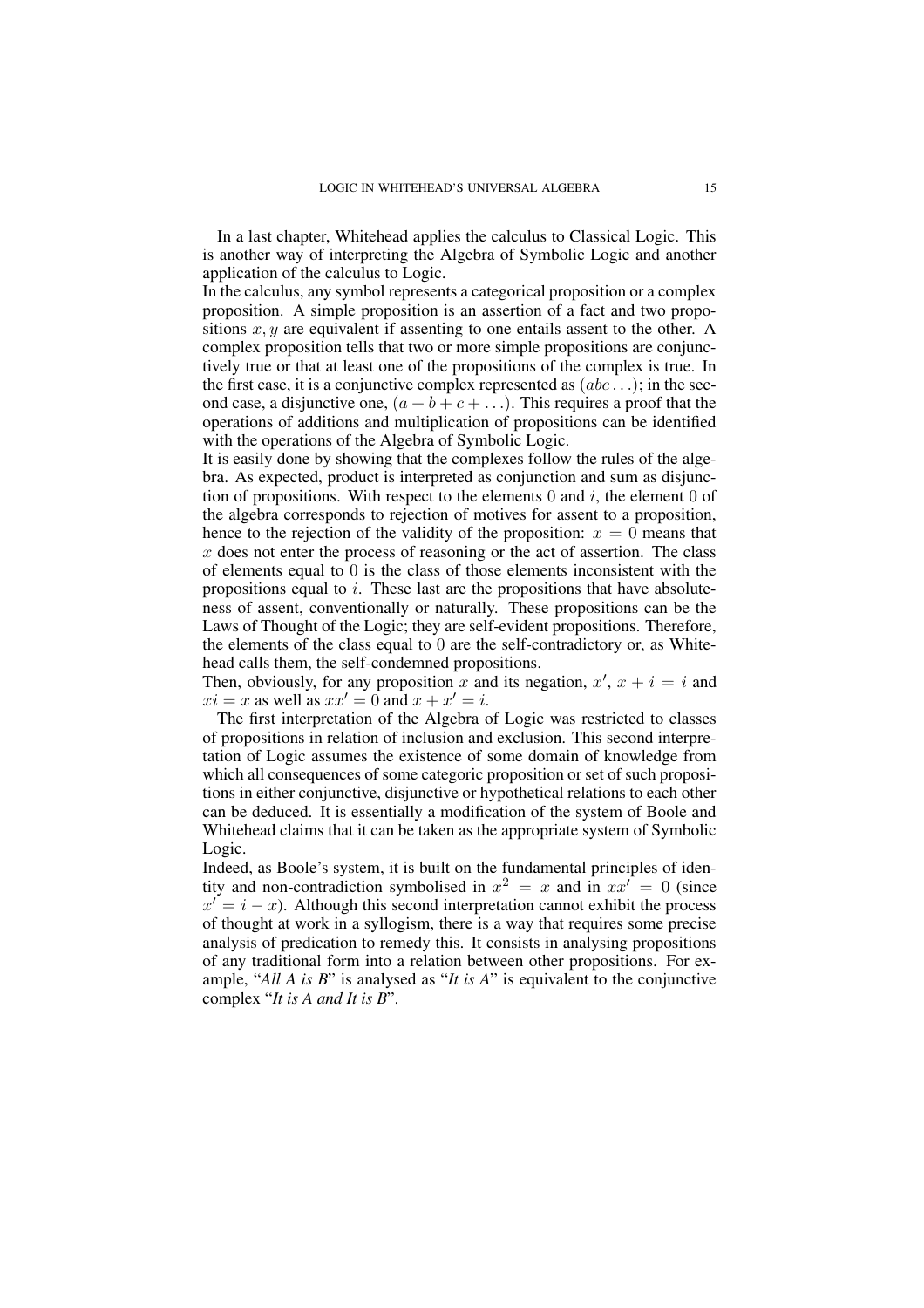In a last chapter, Whitehead applies the calculus to Classical Logic. This is another way of interpreting the Algebra of Symbolic Logic and another application of the calculus to Logic.

In the calculus, any symbol represents a categorical proposition or a complex proposition. A simple proposition is an assertion of a fact and two propositions $x, y$ are equivalent if assenting to one entails assent to the other. A complex proposition tells that two or more simple propositions are conjunctively true or that at least one of the propositions of the complex is true. In the first case, it is a conjunctive complex represented as $(abc\ldots)$; in the second case, a disjunctive one, $(a+b+c+\ldots)$. This requires a proof that the operations of additions and multiplication of propositions can be identified with the operations of the Algebra of Symbolic Logic.

It is easily done by showing that the complexes follow the rules of the algebra. As expected, product is interpreted as conjunction and sum as disjunction of propositions. With respect to the elements $0$ and $i$, the element $0$ of the algebra corresponds to rejection of motives for assent to a proposition, hence to the rejection of the validity of the proposition: $x = 0$ means that $x$ does not enter the process of reasoning or the act of assertion. The class of elements equal to $0$ is the class of those elements inconsistent with the propositions equal to $i$. These last are the propositions that have absoluteness of assent, conventionally or naturally. These propositions can be the Laws of Thought of the Logic; they are self-evident propositions. Therefore, the elements of the class equal to $0$ are the self-contradictory or, as Whitehead calls them, the self-condemned propositions.

Then, obviously, for any proposition $x$ and its negation, $x'$, $x + i = i$ and $xi = x$ as well as $xx' = 0$ and $x + x' = i$.

The first interpretation of the Algebra of Logic was restricted to classes of propositions in relation of inclusion and exclusion. This second interpretation of Logic assumes the existence of some domain of knowledge from which all consequences of some categoric proposition or set of such propositions in either conjunctive, disjunctive or hypothetical relations to each other can be deduced. It is essentially a modification of the system of Boole and Whitehead claims that it can be taken as the appropriate system of Symbolic Logic.

Indeed, as Boole's system, it is built on the fundamental principles of identity and non-contradiction symbolised in $x^2 = x$ and in $xx' = 0$ (since $x' = i - x$). Although this second interpretation cannot exhibit the process of thought at work in a syllogism, there is a way that requires some precise analysis of predication to remedy this. It consists in analysing propositions of any traditional form into a relation between other propositions. For example, "*All A is B*" is analysed as "*It is A*" is equivalent to the conjunctive complex "*It is A and It is B*".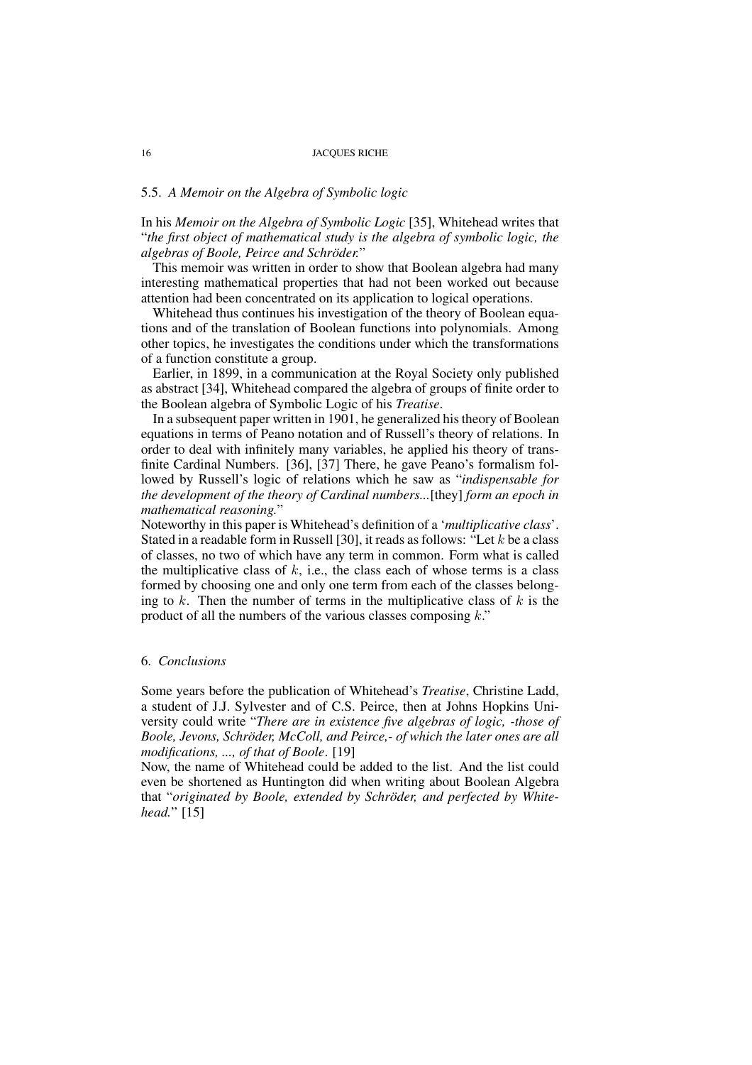### 5.5. *A Memoir on the Algebra of Symbolic logic*

In his *Memoir on the Algebra of Symbolic Logic* [35], Whitehead writes that "*the first object of mathematical study is the algebra of symbolic logic, the algebras of Boole, Peirce and Schröder.*"

This memoir was written in order to show that Boolean algebra had many interesting mathematical properties that had not been worked out because attention had been concentrated on its application to logical operations.

Whitehead thus continues his investigation of the theory of Boolean equations and of the translation of Boolean functions into polynomials. Among other topics, he investigates the conditions under which the transformations of a function constitute a group.

Earlier, in 1899, in a communication at the Royal Society only published as abstract [34], Whitehead compared the algebra of groups of finite order to the Boolean algebra of Symbolic Logic of his *Treatise*.

In a subsequent paper written in 1901, he generalized his theory of Boolean equations in terms of Peano notation and of Russell's theory of relations. In order to deal with infinitely many variables, he applied his theory of transfinite Cardinal Numbers. [36], [37] There, he gave Peano's formalism followed by Russell's logic of relations which he saw as "*indispensable for the development of the theory of Cardinal numbers...*[they] *form an epoch in mathematical reasoning.*"

Noteworthy in this paper is Whitehead's definition of a '*multiplicative class*'. Stated in a readable form in Russell [30], it reads as follows: "Let $k$ be a class of classes, no two of which have any term in common. Form what is called the multiplicative class of $k$, i.e., the class each of whose terms is a class formed by choosing one and only one term from each of the classes belonging to $k$. Then the number of terms in the multiplicative class of $k$ is the product of all the numbers of the various classes composing $k$."

## 6. *Conclusions*

Some years before the publication of Whitehead's *Treatise*, Christine Ladd, a student of J.J. Sylvester and of C.S. Peirce, then at Johns Hopkins University could write "*There are in existence five algebras of logic, -those of Boole, Jevons, Schröder, McColl, and Peirce,- of which the later ones are all modifications, ..., of that of Boole*. [19]

Now, the name of Whitehead could be added to the list. And the list could even be shortened as Huntington did when writing about Boolean Algebra that "*originated by Boole, extended by Schröder, and perfected by Whitehead.*" [15]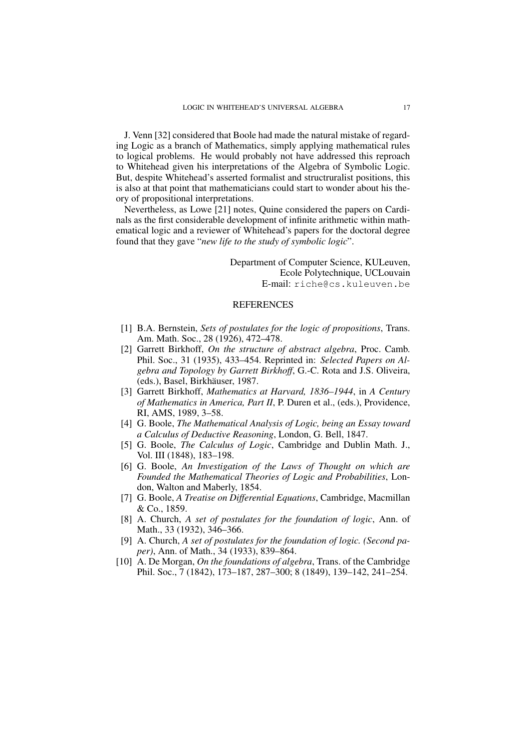J. Venn [32] considered that Boole had made the natural mistake of regarding Logic as a branch of Mathematics, simply applying mathematical rules to logical problems. He would probably not have addressed this reproach to Whitehead given his interpretations of the Algebra of Symbolic Logic. But, despite Whitehead's asserted formalist and structruralist positions, this is also at that point that mathematicians could start to wonder about his theory of propositional interpretations.

Nevertheless, as Lowe [21] notes, Quine considered the papers on Cardinals as the first considerable development of infinite arithmetic within mathematical logic and a reviewer of Whitehead's papers for the doctoral degree found that they gave "*new life to the study of symbolic logic*".

Department of Computer Science, KULeuven,
Ecole Polytechnique, UCLouvain
E-mail: `riche@cs.kuleuven.be`

## REFERENCES

[1] B.A. Bernstein, *Sets of postulates for the logic of propositions*, Trans. Am. Math. Soc., 28 (1926), 472–478.

[2] Garrett Birkhoff, *On the structure of abstract algebra*, Proc. Camb. Phil. Soc., 31 (1935), 433–454. Reprinted in: *Selected Papers on Algebra and Topology by Garrett Birkhoff*, G.-C. Rota and J.S. Oliveira, (eds.), Basel, Birkhäuser, 1987.

[3] Garrett Birkhoff, *Mathematics at Harvard, 1836–1944*, in *A Century of Mathematics in America, Part II*, P. Duren et al., (eds.), Providence, RI, AMS, 1989, 3–58.

[4] G. Boole, *The Mathematical Analysis of Logic, being an Essay toward a Calculus of Deductive Reasoning*, London, G. Bell, 1847.

[5] G. Boole, *The Calculus of Logic*, Cambridge and Dublin Math. J., Vol. III (1848), 183–198.

[6] G. Boole, *An Investigation of the Laws of Thought on which are Founded the Mathematical Theories of Logic and Probabilities*, London, Walton and Maberly, 1854.

[7] G. Boole, *A Treatise on Differential Equations*, Cambridge, Macmillan & Co., 1859.

[8] A. Church, *A set of postulates for the foundation of logic*, Ann. of Math., 33 (1932), 346–366.

[9] A. Church, *A set of postulates for the foundation of logic. (Second paper)*, Ann. of Math., 34 (1933), 839–864.

[10] A. De Morgan, *On the foundations of algebra*, Trans. of the Cambridge Phil. Soc., 7 (1842), 173–187, 287–300; 8 (1849), 139–142, 241–254.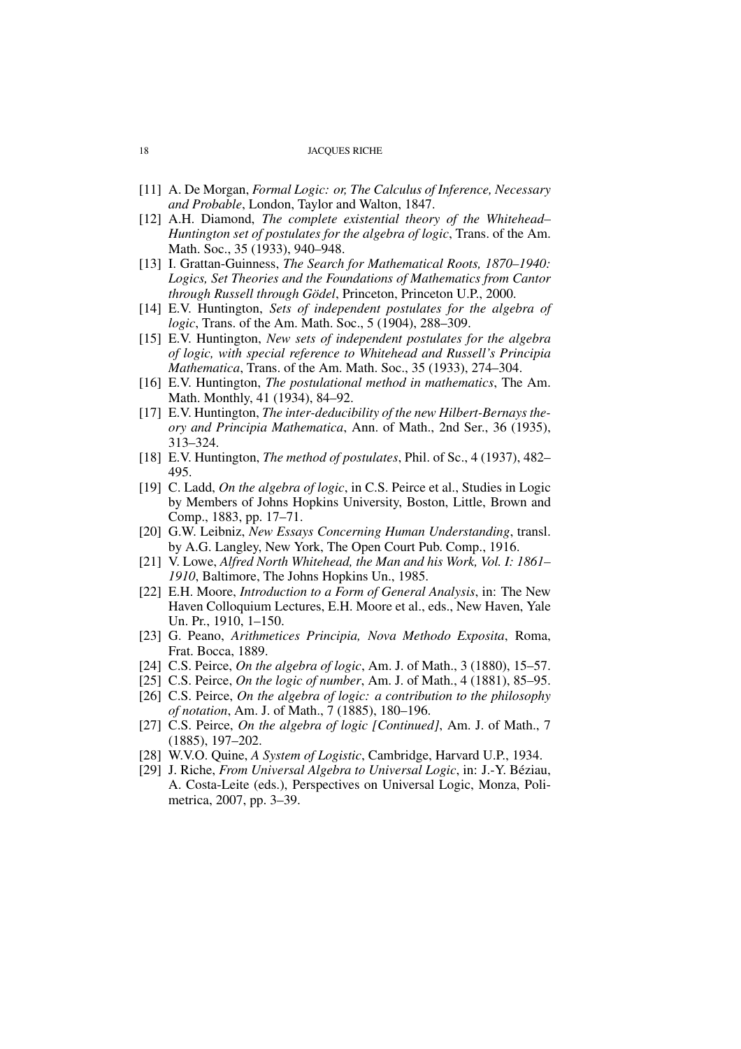[11] A. De Morgan, *Formal Logic: or, The Calculus of Inference, Necessary and Probable*, London, Taylor and Walton, 1847.

[12] A.H. Diamond, *The complete existential theory of the Whitehead–Huntington set of postulates for the algebra of logic*, Trans. of the Am. Math. Soc., 35 (1933), 940–948.

[13] I. Grattan-Guinness, *The Search for Mathematical Roots, 1870–1940: Logics, Set Theories and the Foundations of Mathematics from Cantor through Russell through Gödel*, Princeton, Princeton U.P., 2000.

[14] E.V. Huntington, *Sets of independent postulates for the algebra of logic*, Trans. of the Am. Math. Soc., 5 (1904), 288–309.

[15] E.V. Huntington, *New sets of independent postulates for the algebra of logic, with special reference to Whitehead and Russell's Principia Mathematica*, Trans. of the Am. Math. Soc., 35 (1933), 274–304.

[16] E.V. Huntington, *The postulational method in mathematics*, The Am. Math. Monthly, 41 (1934), 84–92.

[17] E.V. Huntington, *The inter-deducibility of the new Hilbert-Bernays theory and Principia Mathematica*, Ann. of Math., 2nd Ser., 36 (1935), 313–324.

[18] E.V. Huntington, *The method of postulates*, Phil. of Sc., 4 (1937), 482–495.

[19] C. Ladd, *On the algebra of logic*, in C.S. Peirce et al., Studies in Logic by Members of Johns Hopkins University, Boston, Little, Brown and Comp., 1883, pp. 17–71.

[20] G.W. Leibniz, *New Essays Concerning Human Understanding*, transl. by A.G. Langley, New York, The Open Court Pub. Comp., 1916.

[21] V. Lowe, *Alfred North Whitehead, the Man and his Work, Vol. I: 1861–1910*, Baltimore, The Johns Hopkins Un., 1985.

[22] E.H. Moore, *Introduction to a Form of General Analysis*, in: The New Haven Colloquium Lectures, E.H. Moore et al., eds., New Haven, Yale Un. Pr., 1910, 1–150.

[23] G. Peano, *Arithmetices Principia, Nova Methodo Exposita*, Roma, Frat. Bocca, 1889.

[24] C.S. Peirce, *On the algebra of logic*, Am. J. of Math., 3 (1880), 15–57.

[25] C.S. Peirce, *On the logic of number*, Am. J. of Math., 4 (1881), 85–95.

[26] C.S. Peirce, *On the algebra of logic: a contribution to the philosophy of notation*, Am. J. of Math., 7 (1885), 180–196.

[27] C.S. Peirce, *On the algebra of logic [Continued]*, Am. J. of Math., 7 (1885), 197–202.

[28] W.V.O. Quine, *A System of Logistic*, Cambridge, Harvard U.P., 1934.

[29] J. Riche, *From Universal Algebra to Universal Logic*, in: J.-Y. Béziau, A. Costa-Leite (eds.), Perspectives on Universal Logic, Monza, Polimetrica, 2007, pp. 3–39.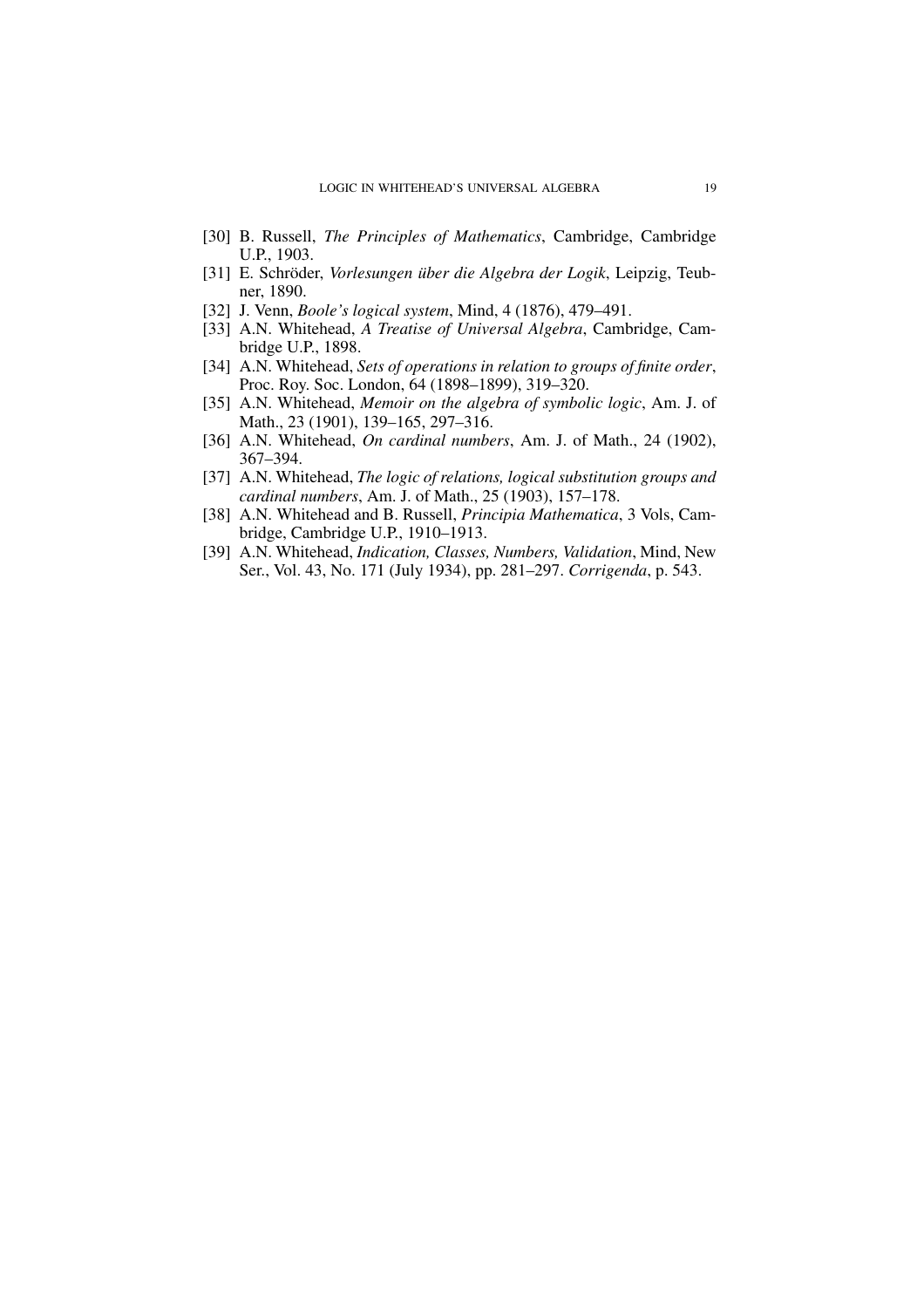[30] B. Russell, *The Principles of Mathematics*, Cambridge, Cambridge U.P., 1903.

[31] E. Schröder, *Vorlesungen über die Algebra der Logik*, Leipzig, Teubner, 1890.

[32] J. Venn, *Boole's logical system*, Mind, 4 (1876), 479–491.

[33] A.N. Whitehead, *A Treatise of Universal Algebra*, Cambridge, Cambridge U.P., 1898.

[34] A.N. Whitehead, *Sets of operations in relation to groups of finite order*, Proc. Roy. Soc. London, 64 (1898–1899), 319–320.

[35] A.N. Whitehead, *Memoir on the algebra of symbolic logic*, Am. J. of Math., 23 (1901), 139–165, 297–316.

[36] A.N. Whitehead, *On cardinal numbers*, Am. J. of Math., 24 (1902), 367–394.

[37] A.N. Whitehead, *The logic of relations, logical substitution groups and cardinal numbers*, Am. J. of Math., 25 (1903), 157–178.

[38] A.N. Whitehead and B. Russell, *Principia Mathematica*, 3 Vols, Cambridge, Cambridge U.P., 1910–1913.

[39] A.N. Whitehead, *Indication, Classes, Numbers, Validation*, Mind, New Ser., Vol. 43, No. 171 (July 1934), pp. 281–297. *Corrigenda*, p. 543.